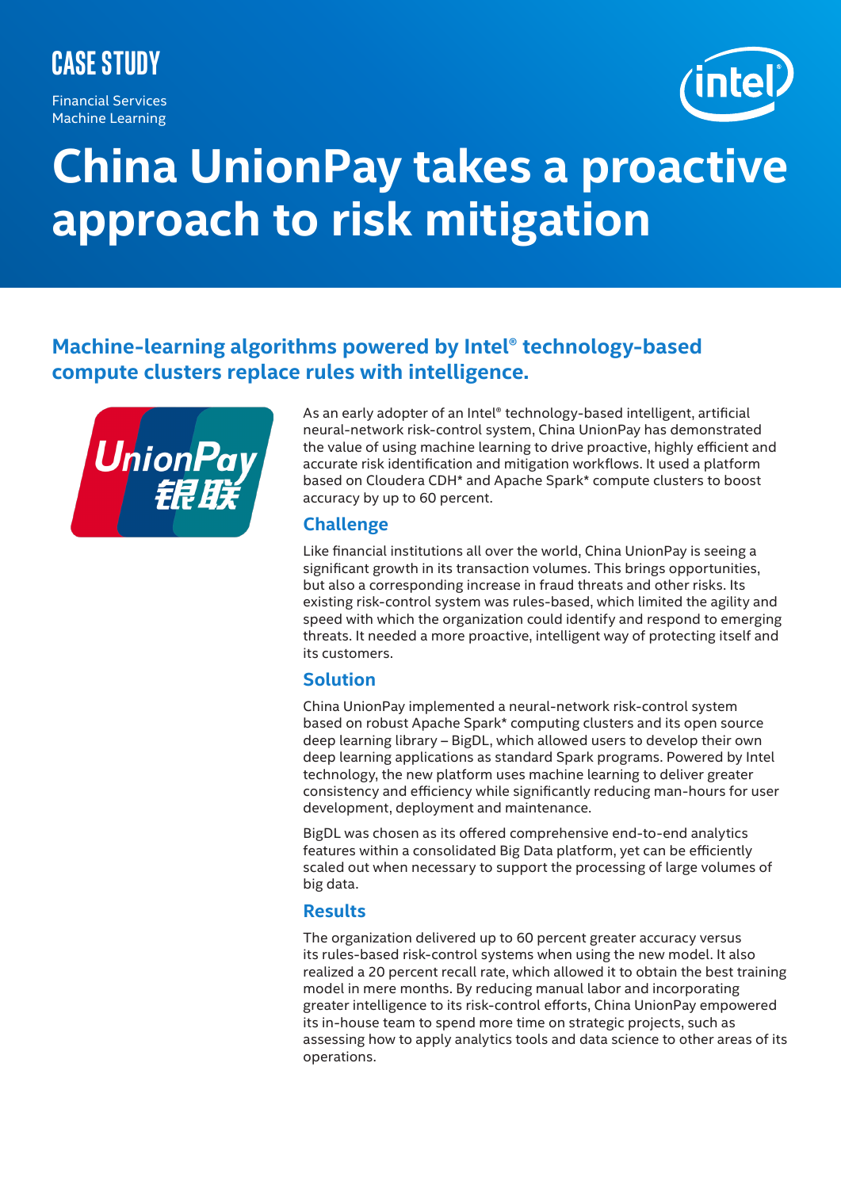CASE STUDY

Financial Services
Machine Learning

# China UnionPay takes a proactive approach to risk mitigation

## Machine-learning algorithms powered by Intel® technology-based compute clusters replace rules with intelligence.

As an early adopter of an Intel® technology-based intelligent, artificial neural-network risk-control system, China UnionPay has demonstrated the value of using machine learning to drive proactive, highly efficient and accurate risk identification and mitigation workflows. It used a platform based on Cloudera CDH* and Apache Spark* compute clusters to boost accuracy by up to 60 percent.

### Challenge

Like financial institutions all over the world, China UnionPay is seeing a significant growth in its transaction volumes. This brings opportunities, but also a corresponding increase in fraud threats and other risks. Its existing risk-control system was rules-based, which limited the agility and speed with which the organization could identify and respond to emerging threats. It needed a more proactive, intelligent way of protecting itself and its customers.

### Solution

China UnionPay implemented a neural-network risk-control system based on robust Apache Spark* computing clusters and its open source deep learning library – BigDL, which allowed users to develop their own deep learning applications as standard Spark programs. Powered by Intel technology, the new platform uses machine learning to deliver greater consistency and efficiency while significantly reducing man-hours for user development, deployment and maintenance.

BigDL was chosen as its offered comprehensive end-to-end analytics features within a consolidated Big Data platform, yet can be efficiently scaled out when necessary to support the processing of large volumes of big data.

### Results

The organization delivered up to 60 percent greater accuracy versus its rules-based risk-control systems when using the new model. It also realized a 20 percent recall rate, which allowed it to obtain the best training model in mere months. By reducing manual labor and incorporating greater intelligence to its risk-control efforts, China UnionPay empowered its in-house team to spend more time on strategic projects, such as assessing how to apply analytics tools and data science to other areas of its operations.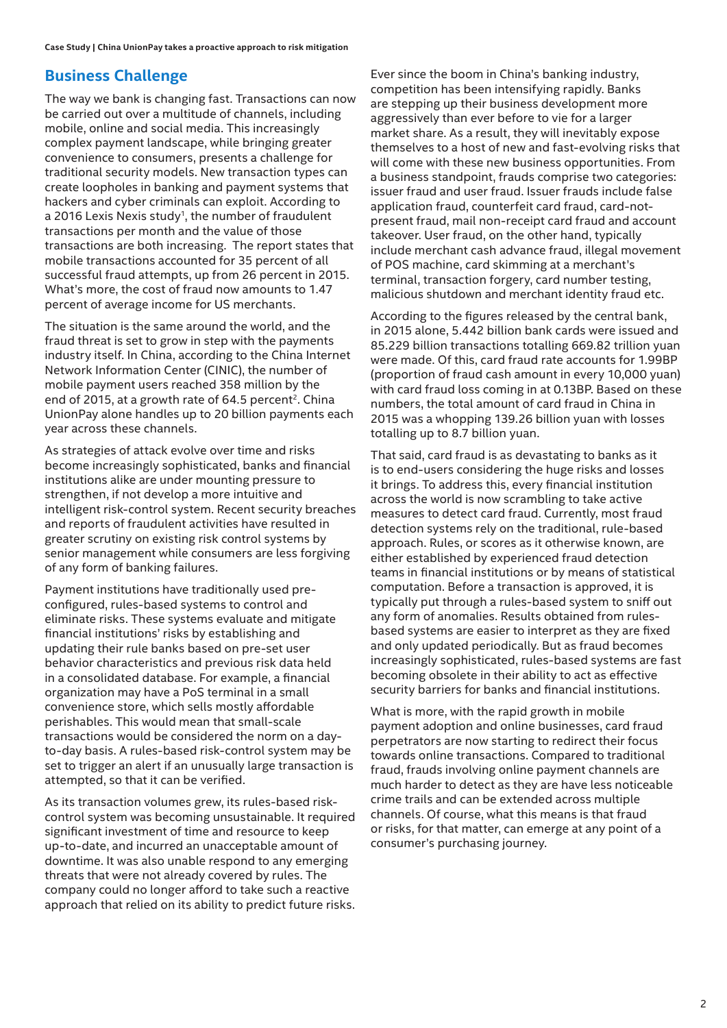## Business Challenge

The way we bank is changing fast. Transactions can now be carried out over a multitude of channels, including mobile, online and social media. This increasingly complex payment landscape, while bringing greater convenience to consumers, presents a challenge for traditional security models. New transaction types can create loopholes in banking and payment systems that hackers and cyber criminals can exploit. According to a 2016 Lexis Nexis study[1], the number of fraudulent transactions per month and the value of those transactions are both increasing. The report states that mobile transactions accounted for 35 percent of all successful fraud attempts, up from 26 percent in 2015. What's more, the cost of fraud now amounts to 1.47 percent of average income for US merchants.

The situation is the same around the world, and the fraud threat is set to grow in step with the payments industry itself. In China, according to the China Internet Network Information Center (CINIC), the number of mobile payment users reached 358 million by the end of 2015, at a growth rate of 64.5 percent[2]. China UnionPay alone handles up to 20 billion payments each year across these channels.

As strategies of attack evolve over time and risks become increasingly sophisticated, banks and financial institutions alike are under mounting pressure to strengthen, if not develop a more intuitive and intelligent risk-control system. Recent security breaches and reports of fraudulent activities have resulted in greater scrutiny on existing risk control systems by senior management while consumers are less forgiving of any form of banking failures.

Payment institutions have traditionally used pre-configured, rules-based systems to control and eliminate risks. These systems evaluate and mitigate financial institutions' risks by establishing and updating their rule banks based on pre-set user behavior characteristics and previous risk data held in a consolidated database. For example, a financial organization may have a PoS terminal in a small convenience store, which sells mostly affordable perishables. This would mean that small-scale transactions would be considered the norm on a day-to-day basis. A rules-based risk-control system may be set to trigger an alert if an unusually large transaction is attempted, so that it can be verified.

As its transaction volumes grew, its rules-based risk-control system was becoming unsustainable. It required significant investment of time and resource to keep up-to-date, and incurred an unacceptable amount of downtime. It was also unable respond to any emerging threats that were not already covered by rules. The company could no longer afford to take such a reactive approach that relied on its ability to predict future risks.

Ever since the boom in China's banking industry, competition has been intensifying rapidly. Banks are stepping up their business development more aggressively than ever before to vie for a larger market share. As a result, they will inevitably expose themselves to a host of new and fast-evolving risks that will come with these new business opportunities. From a business standpoint, frauds comprise two categories: issuer fraud and user fraud. Issuer frauds include false application fraud, counterfeit card fraud, card-not-present fraud, mail non-receipt card fraud and account takeover. User fraud, on the other hand, typically include merchant cash advance fraud, illegal movement of POS machine, card skimming at a merchant's terminal, transaction forgery, card number testing, malicious shutdown and merchant identity fraud etc.

According to the figures released by the central bank, in 2015 alone, 5.442 billion bank cards were issued and 85.229 billion transactions totalling 669.82 trillion yuan were made. Of this, card fraud rate accounts for 1.99BP (proportion of fraud cash amount in every 10,000 yuan) with card fraud loss coming in at 0.13BP. Based on these numbers, the total amount of card fraud in China in 2015 was a whopping 139.26 billion yuan with losses totalling up to 8.7 billion yuan.

That said, card fraud is as devastating to banks as it is to end-users considering the huge risks and losses it brings. To address this, every financial institution across the world is now scrambling to take active measures to detect card fraud. Currently, most fraud detection systems rely on the traditional, rule-based approach. Rules, or scores as it otherwise known, are either established by experienced fraud detection teams in financial institutions or by means of statistical computation. Before a transaction is approved, it is typically put through a rules-based system to sniff out any form of anomalies. Results obtained from rules-based systems are easier to interpret as they are fixed and only updated periodically. But as fraud becomes increasingly sophisticated, rules-based systems are fast becoming obsolete in their ability to act as effective security barriers for banks and financial institutions.

What is more, with the rapid growth in mobile payment adoption and online businesses, card fraud perpetrators are now starting to redirect their focus towards online transactions. Compared to traditional fraud, frauds involving online payment channels are much harder to detect as they are have less noticeable crime trails and can be extended across multiple channels. Of course, what this means is that fraud or risks, for that matter, can emerge at any point of a consumer's purchasing journey.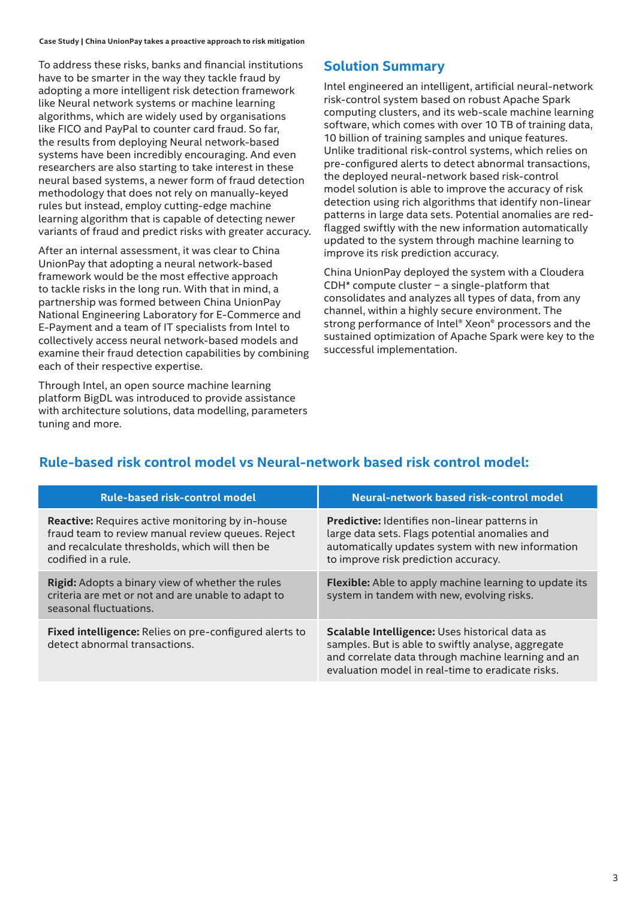To address these risks, banks and financial institutions have to be smarter in the way they tackle fraud by adopting a more intelligent risk detection framework like Neural network systems or machine learning algorithms, which are widely used by organisations like FICO and PayPal to counter card fraud. So far, the results from deploying Neural network-based systems have been incredibly encouraging. And even researchers are also starting to take interest in these neural based systems, a newer form of fraud detection methodology that does not rely on manually-keyed rules but instead, employ cutting-edge machine learning algorithm that is capable of detecting newer variants of fraud and predict risks with greater accuracy.

After an internal assessment, it was clear to China UnionPay that adopting a neural network-based framework would be the most effective approach to tackle risks in the long run. With that in mind, a partnership was formed between China UnionPay National Engineering Laboratory for E-Commerce and E-Payment and a team of IT specialists from Intel to collectively access neural network-based models and examine their fraud detection capabilities by combining each of their respective expertise.

Through Intel, an open source machine learning platform BigDL was introduced to provide assistance with architecture solutions, data modelling, parameters tuning and more.

## Solution Summary

Intel engineered an intelligent, artificial neural-network risk-control system based on robust Apache Spark computing clusters, and its web-scale machine learning software, which comes with over 10 TB of training data, 10 billion of training samples and unique features. Unlike traditional risk-control systems, which relies on pre-configured alerts to detect abnormal transactions, the deployed neural-network based risk-control model solution is able to improve the accuracy of risk detection using rich algorithms that identify non-linear patterns in large data sets. Potential anomalies are red-flagged swiftly with the new information automatically updated to the system through machine learning to improve its risk prediction accuracy.

China UnionPay deployed the system with a Cloudera CDH* compute cluster – a single-platform that consolidates and analyzes all types of data, from any channel, within a highly secure environment. The strong performance of Intel® Xeon® processors and the sustained optimization of Apache Spark were key to the successful implementation.

## Rule-based risk control model vs Neural-network based risk control model:

| Rule-based risk-control model | Neural-network based risk-control model |
|---|---|
| **Reactive:** Requires active monitoring by in-house fraud team to review manual review queues. Reject and recalculate thresholds, which will then be codified in a rule. | **Predictive:** Identifies non-linear patterns in large data sets. Flags potential anomalies and automatically updates system with new information to improve risk prediction accuracy. |
| **Rigid:** Adopts a binary view of whether the rules criteria are met or not and are unable to adapt to seasonal fluctuations. | **Flexible:** Able to apply machine learning to update its system in tandem with new, evolving risks. |
| **Fixed intelligence:** Relies on pre-configured alerts to detect abnormal transactions. | **Scalable Intelligence:** Uses historical data as samples. But is able to swiftly analyse, aggregate and correlate data through machine learning and an evaluation model in real-time to eradicate risks. |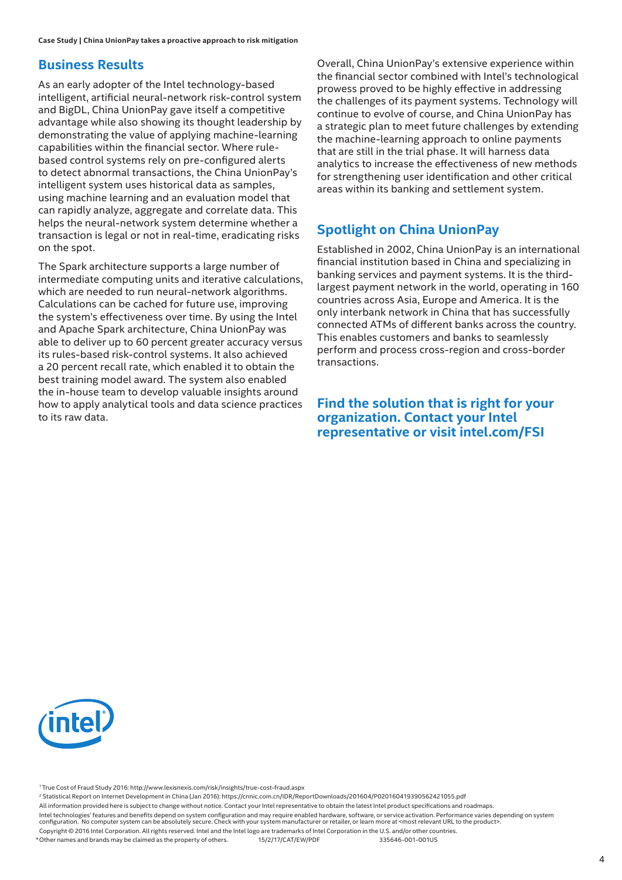## Business Results

As an early adopter of the Intel technology-based intelligent, artificial neural-network risk-control system and BigDL, China UnionPay gave itself a competitive advantage while also showing its thought leadership by demonstrating the value of applying machine-learning capabilities within the financial sector. Where rule-based control systems rely on pre-configured alerts to detect abnormal transactions, the China UnionPay's intelligent system uses historical data as samples, using machine learning and an evaluation model that can rapidly analyze, aggregate and correlate data. This helps the neural-network system determine whether a transaction is legal or not in real-time, eradicating risks on the spot.

The Spark architecture supports a large number of intermediate computing units and iterative calculations, which are needed to run neural-network algorithms. Calculations can be cached for future use, improving the system's effectiveness over time. By using the Intel and Apache Spark architecture, China UnionPay was able to deliver up to 60 percent greater accuracy versus its rules-based risk-control systems. It also achieved a 20 percent recall rate, which enabled it to obtain the best training model award. The system also enabled the in-house team to develop valuable insights around how to apply analytical tools and data science practices to its raw data.

Overall, China UnionPay's extensive experience within the financial sector combined with Intel's technological prowess proved to be highly effective in addressing the challenges of its payment systems. Technology will continue to evolve of course, and China UnionPay has a strategic plan to meet future challenges by extending the machine-learning approach to online payments that are still in the trial phase. It will harness data analytics to increase the effectiveness of new methods for strengthening user identification and other critical areas within its banking and settlement system.

## Spotlight on China UnionPay

Established in 2002, China UnionPay is an international financial institution based in China and specializing in banking services and payment systems. It is the third-largest payment network in the world, operating in 160 countries across Asia, Europe and America. It is the only interbank network in China that has successfully connected ATMs of different banks across the country. This enables customers and banks to seamlessly perform and process cross-region and cross-border transactions.

### Find the solution that is right for your organization. Contact your Intel representative or visit intel.com/FSI

[1] True Cost of Fraud Study 2016: http://www.lexisnexis.com/risk/insights/true-cost-fraud.aspx

[2] Statistical Report on Internet Development in China (Jan 2016): https://cnnic.com.cn/IDR/ReportDownloads/201604/P020160419390562421055.pdf

All information provided here is subject to change without notice. Contact your Intel representative to obtain the latest Intel product specifications and roadmaps.

Intel technologies' features and benefits depend on system configuration and may require enabled hardware, software, or service activation. Performance varies depending on system configuration. No computer system can be absolutely secure. Check with your system manufacturer or retailer, or learn more at <most relevant URL to the product>.

Copyright © 2016 Intel Corporation. All rights reserved. Intel and the Intel logo are trademarks of Intel Corporation in the U.S. and/or other countries.

*Other names and brands may be claimed as the property of others. 15/2/17/CAT/EW/PDF 335646-001-001US